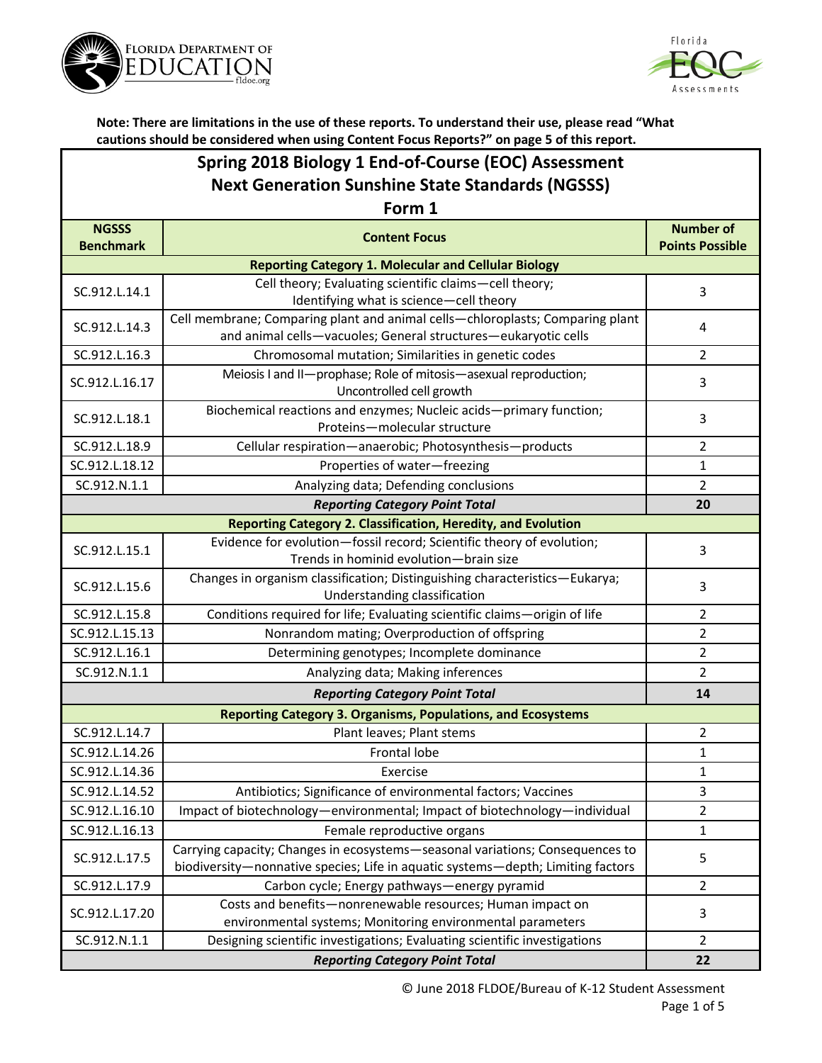**Note: There are limitations in the use of these reports. To understand their use, please read "What cautions should be considered when using Content Focus Reports?" on page 5 of this report.**

## Spring 2018 Biology 1 End-of-Course (EOC) Assessment
## Next Generation Sunshine State Standards (NGSSS)
### Form 1

| NGSSS Benchmark | Content Focus | Number of Points Possible |
|---|---|---|
| **Reporting Category 1. Molecular and Cellular Biology** | | |
| SC.912.L.14.1 | Cell theory; Evaluating scientific claims—cell theory; Identifying what is science—cell theory | 3 |
| SC.912.L.14.3 | Cell membrane; Comparing plant and animal cells—chloroplasts; Comparing plant and animal cells—vacuoles; General structures—eukaryotic cells | 4 |
| SC.912.L.16.3 | Chromosomal mutation; Similarities in genetic codes | 2 |
| SC.912.L.16.17 | Meiosis I and II—prophase; Role of mitosis—asexual reproduction; Uncontrolled cell growth | 3 |
| SC.912.L.18.1 | Biochemical reactions and enzymes; Nucleic acids—primary function; Proteins—molecular structure | 3 |
| SC.912.L.18.9 | Cellular respiration—anaerobic; Photosynthesis—products | 2 |
| SC.912.L.18.12 | Properties of water—freezing | 1 |
| SC.912.N.1.1 | Analyzing data; Defending conclusions | 2 |
| | ***Reporting Category Point Total*** | **20** |
| **Reporting Category 2. Classification, Heredity, and Evolution** | | |
| SC.912.L.15.1 | Evidence for evolution—fossil record; Scientific theory of evolution; Trends in hominid evolution—brain size | 3 |
| SC.912.L.15.6 | Changes in organism classification; Distinguishing characteristics—Eukarya; Understanding classification | 3 |
| SC.912.L.15.8 | Conditions required for life; Evaluating scientific claims—origin of life | 2 |
| SC.912.L.15.13 | Nonrandom mating; Overproduction of offspring | 2 |
| SC.912.L.16.1 | Determining genotypes; Incomplete dominance | 2 |
| SC.912.N.1.1 | Analyzing data; Making inferences | 2 |
| | ***Reporting Category Point Total*** | **14** |
| **Reporting Category 3. Organisms, Populations, and Ecosystems** | | |
| SC.912.L.14.7 | Plant leaves; Plant stems | 2 |
| SC.912.L.14.26 | Frontal lobe | 1 |
| SC.912.L.14.36 | Exercise | 1 |
| SC.912.L.14.52 | Antibiotics; Significance of environmental factors; Vaccines | 3 |
| SC.912.L.16.10 | Impact of biotechnology—environmental; Impact of biotechnology—individual | 2 |
| SC.912.L.16.13 | Female reproductive organs | 1 |
| SC.912.L.17.5 | Carrying capacity; Changes in ecosystems—seasonal variations; Consequences to biodiversity—nonnative species; Life in aquatic systems—depth; Limiting factors | 5 |
| SC.912.L.17.9 | Carbon cycle; Energy pathways—energy pyramid | 2 |
| SC.912.L.17.20 | Costs and benefits—nonrenewable resources; Human impact on environmental systems; Monitoring environmental parameters | 3 |
| SC.912.N.1.1 | Designing scientific investigations; Evaluating scientific investigations | 2 |
| | ***Reporting Category Point Total*** | **22** |

© June 2018 FLDOE/Bureau of K-12 Student Assessment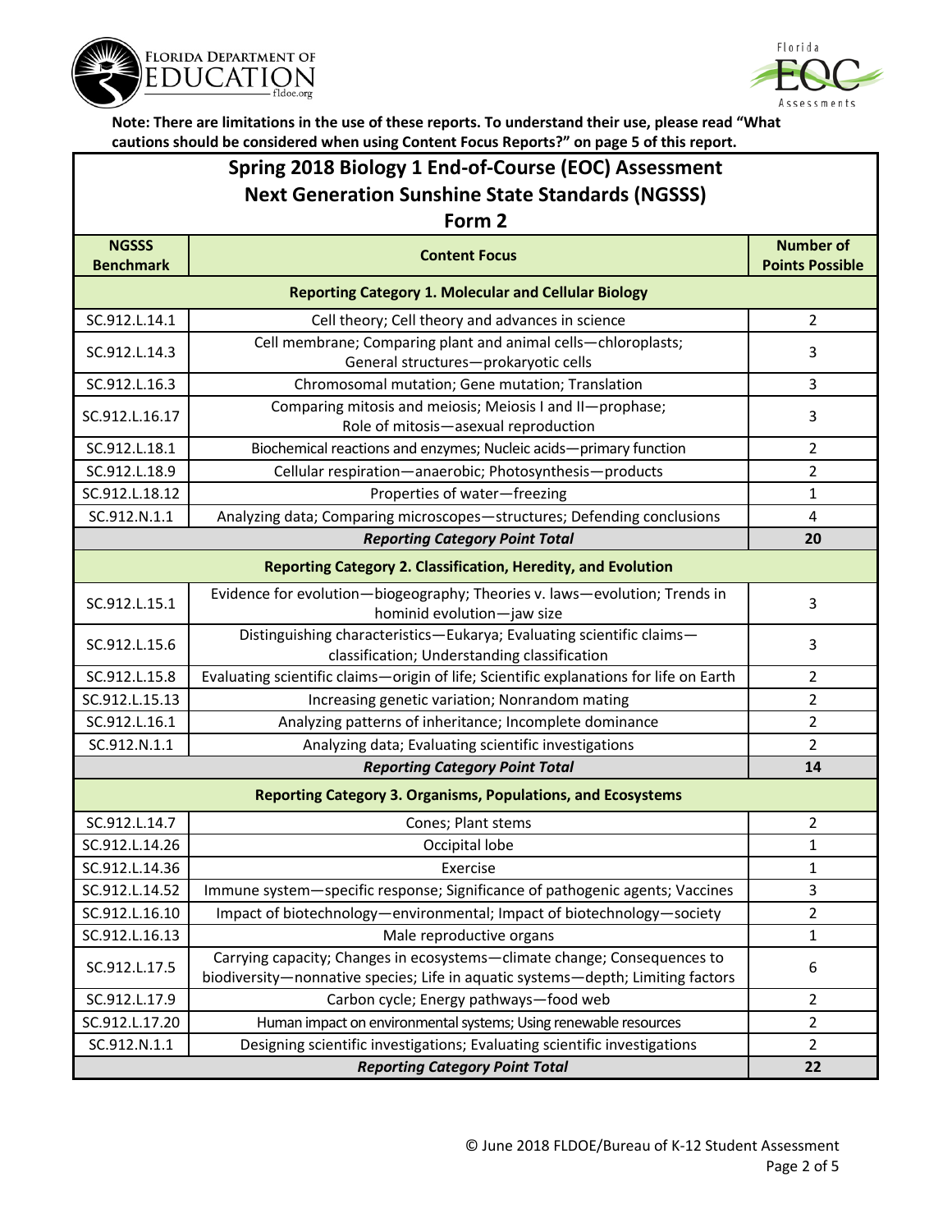**Note: There are limitations in the use of these reports. To understand their use, please read "What cautions should be considered when using Content Focus Reports?" on page 5 of this report.**

## Spring 2018 Biology 1 End-of-Course (EOC) Assessment
## Next Generation Sunshine State Standards (NGSSS)
## Form 2

| NGSSS Benchmark | Content Focus | Number of Points Possible |
|---|---|---|
| **Reporting Category 1. Molecular and Cellular Biology** | | |
| SC.912.L.14.1 | Cell theory; Cell theory and advances in science | 2 |
| SC.912.L.14.3 | Cell membrane; Comparing plant and animal cells—chloroplasts; General structures—prokaryotic cells | 3 |
| SC.912.L.16.3 | Chromosomal mutation; Gene mutation; Translation | 3 |
| SC.912.L.16.17 | Comparing mitosis and meiosis; Meiosis I and II—prophase; Role of mitosis—asexual reproduction | 3 |
| SC.912.L.18.1 | Biochemical reactions and enzymes; Nucleic acids—primary function | 2 |
| SC.912.L.18.9 | Cellular respiration—anaerobic; Photosynthesis—products | 2 |
| SC.912.L.18.12 | Properties of water—freezing | 1 |
| SC.912.N.1.1 | Analyzing data; Comparing microscopes—structures; Defending conclusions | 4 |
| ***Reporting Category Point Total*** | | **20** |
| **Reporting Category 2. Classification, Heredity, and Evolution** | | |
| SC.912.L.15.1 | Evidence for evolution—biogeography; Theories v. laws—evolution; Trends in hominid evolution—jaw size | 3 |
| SC.912.L.15.6 | Distinguishing characteristics—Eukarya; Evaluating scientific claims—classification; Understanding classification | 3 |
| SC.912.L.15.8 | Evaluating scientific claims—origin of life; Scientific explanations for life on Earth | 2 |
| SC.912.L.15.13 | Increasing genetic variation; Nonrandom mating | 2 |
| SC.912.L.16.1 | Analyzing patterns of inheritance; Incomplete dominance | 2 |
| SC.912.N.1.1 | Analyzing data; Evaluating scientific investigations | 2 |
| ***Reporting Category Point Total*** | | **14** |
| **Reporting Category 3. Organisms, Populations, and Ecosystems** | | |
| SC.912.L.14.7 | Cones; Plant stems | 2 |
| SC.912.L.14.26 | Occipital lobe | 1 |
| SC.912.L.14.36 | Exercise | 1 |
| SC.912.L.14.52 | Immune system—specific response; Significance of pathogenic agents; Vaccines | 3 |
| SC.912.L.16.10 | Impact of biotechnology—environmental; Impact of biotechnology—society | 2 |
| SC.912.L.16.13 | Male reproductive organs | 1 |
| SC.912.L.17.5 | Carrying capacity; Changes in ecosystems—climate change; Consequences to biodiversity—nonnative species; Life in aquatic systems—depth; Limiting factors | 6 |
| SC.912.L.17.9 | Carbon cycle; Energy pathways—food web | 2 |
| SC.912.L.17.20 | Human impact on environmental systems; Using renewable resources | 2 |
| SC.912.N.1.1 | Designing scientific investigations; Evaluating scientific investigations | 2 |
| ***Reporting Category Point Total*** | | **22** |

© June 2018 FLDOE/Bureau of K-12 Student Assessment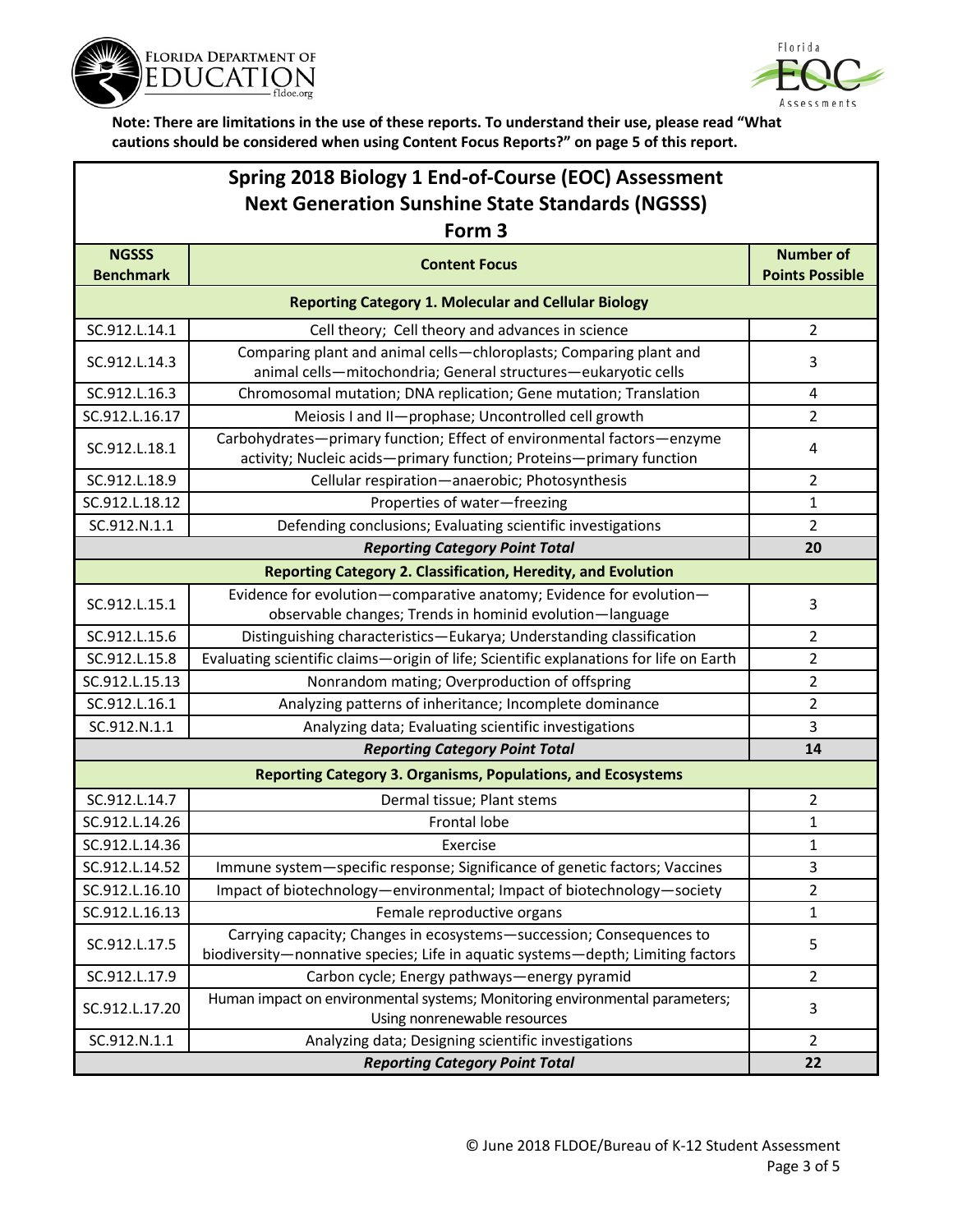**Note: There are limitations in the use of these reports. To understand their use, please read "What cautions should be considered when using Content Focus Reports?" on page 5 of this report.**

# Spring 2018 Biology 1 End-of-Course (EOC) Assessment
## Next Generation Sunshine State Standards (NGSSS)
### Form 3

| NGSSS Benchmark | Content Focus | Number of Points Possible |
|---|---|---|
| **Reporting Category 1. Molecular and Cellular Biology** | | |
| SC.912.L.14.1 | Cell theory; Cell theory and advances in science | 2 |
| SC.912.L.14.3 | Comparing plant and animal cells—chloroplasts; Comparing plant and animal cells—mitochondria; General structures—eukaryotic cells | 3 |
| SC.912.L.16.3 | Chromosomal mutation; DNA replication; Gene mutation; Translation | 4 |
| SC.912.L.16.17 | Meiosis I and II—prophase; Uncontrolled cell growth | 2 |
| SC.912.L.18.1 | Carbohydrates—primary function; Effect of environmental factors—enzyme activity; Nucleic acids—primary function; Proteins—primary function | 4 |
| SC.912.L.18.9 | Cellular respiration—anaerobic; Photosynthesis | 2 |
| SC.912.L.18.12 | Properties of water—freezing | 1 |
| SC.912.N.1.1 | Defending conclusions; Evaluating scientific investigations | 2 |
| | ***Reporting Category Point Total*** | **20** |
| **Reporting Category 2. Classification, Heredity, and Evolution** | | |
| SC.912.L.15.1 | Evidence for evolution—comparative anatomy; Evidence for evolution—observable changes; Trends in hominid evolution—language | 3 |
| SC.912.L.15.6 | Distinguishing characteristics—Eukarya; Understanding classification | 2 |
| SC.912.L.15.8 | Evaluating scientific claims—origin of life; Scientific explanations for life on Earth | 2 |
| SC.912.L.15.13 | Nonrandom mating; Overproduction of offspring | 2 |
| SC.912.L.16.1 | Analyzing patterns of inheritance; Incomplete dominance | 2 |
| SC.912.N.1.1 | Analyzing data; Evaluating scientific investigations | 3 |
| | ***Reporting Category Point Total*** | **14** |
| **Reporting Category 3. Organisms, Populations, and Ecosystems** | | |
| SC.912.L.14.7 | Dermal tissue; Plant stems | 2 |
| SC.912.L.14.26 | Frontal lobe | 1 |
| SC.912.L.14.36 | Exercise | 1 |
| SC.912.L.14.52 | Immune system—specific response; Significance of genetic factors; Vaccines | 3 |
| SC.912.L.16.10 | Impact of biotechnology—environmental; Impact of biotechnology—society | 2 |
| SC.912.L.16.13 | Female reproductive organs | 1 |
| SC.912.L.17.5 | Carrying capacity; Changes in ecosystems—succession; Consequences to biodiversity—nonnative species; Life in aquatic systems—depth; Limiting factors | 5 |
| SC.912.L.17.9 | Carbon cycle; Energy pathways—energy pyramid | 2 |
| SC.912.L.17.20 | Human impact on environmental systems; Monitoring environmental parameters; Using nonrenewable resources | 3 |
| SC.912.N.1.1 | Analyzing data; Designing scientific investigations | 2 |
| | ***Reporting Category Point Total*** | **22** |

© June 2018 FLDOE/Bureau of K-12 Student Assessment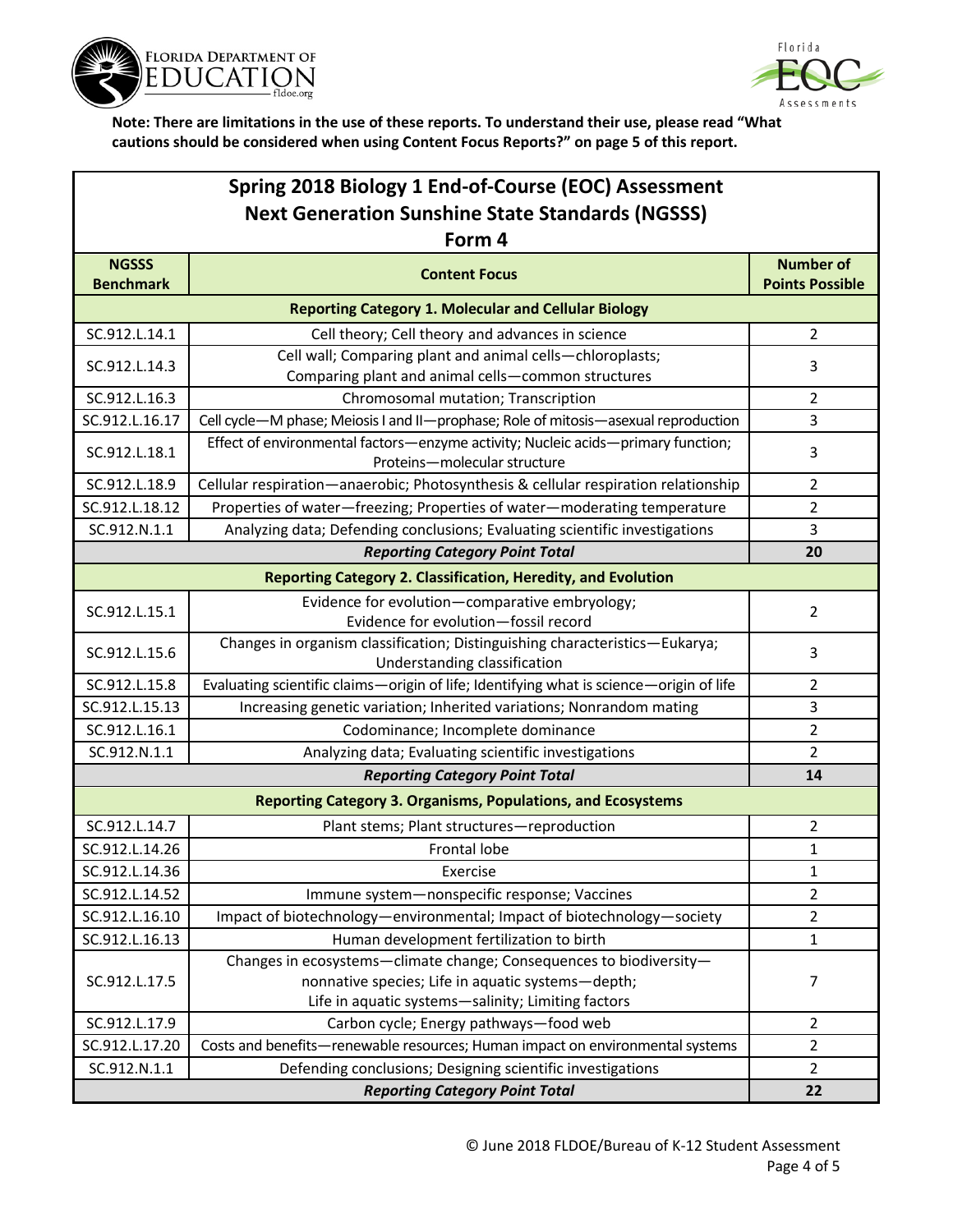**Note: There are limitations in the use of these reports. To understand their use, please read "What cautions should be considered when using Content Focus Reports?" on page 5 of this report.**

## Spring 2018 Biology 1 End-of-Course (EOC) Assessment
## Next Generation Sunshine State Standards (NGSSS)
## Form 4

| NGSSS Benchmark | Content Focus | Number of Points Possible |
|---|---|---|
| **Reporting Category 1. Molecular and Cellular Biology** | | |
| SC.912.L.14.1 | Cell theory; Cell theory and advances in science | 2 |
| SC.912.L.14.3 | Cell wall; Comparing plant and animal cells—chloroplasts; Comparing plant and animal cells—common structures | 3 |
| SC.912.L.16.3 | Chromosomal mutation; Transcription | 2 |
| SC.912.L.16.17 | Cell cycle—M phase; Meiosis I and II—prophase; Role of mitosis—asexual reproduction | 3 |
| SC.912.L.18.1 | Effect of environmental factors—enzyme activity; Nucleic acids—primary function; Proteins—molecular structure | 3 |
| SC.912.L.18.9 | Cellular respiration—anaerobic; Photosynthesis & cellular respiration relationship | 2 |
| SC.912.L.18.12 | Properties of water—freezing; Properties of water—moderating temperature | 2 |
| SC.912.N.1.1 | Analyzing data; Defending conclusions; Evaluating scientific investigations | 3 |
| ***Reporting Category Point Total*** | | **20** |
| **Reporting Category 2. Classification, Heredity, and Evolution** | | |
| SC.912.L.15.1 | Evidence for evolution—comparative embryology; Evidence for evolution—fossil record | 2 |
| SC.912.L.15.6 | Changes in organism classification; Distinguishing characteristics—Eukarya; Understanding classification | 3 |
| SC.912.L.15.8 | Evaluating scientific claims—origin of life; Identifying what is science—origin of life | 2 |
| SC.912.L.15.13 | Increasing genetic variation; Inherited variations; Nonrandom mating | 3 |
| SC.912.L.16.1 | Codominance; Incomplete dominance | 2 |
| SC.912.N.1.1 | Analyzing data; Evaluating scientific investigations | 2 |
| ***Reporting Category Point Total*** | | **14** |
| **Reporting Category 3. Organisms, Populations, and Ecosystems** | | |
| SC.912.L.14.7 | Plant stems; Plant structures—reproduction | 2 |
| SC.912.L.14.26 | Frontal lobe | 1 |
| SC.912.L.14.36 | Exercise | 1 |
| SC.912.L.14.52 | Immune system—nonspecific response; Vaccines | 2 |
| SC.912.L.16.10 | Impact of biotechnology—environmental; Impact of biotechnology—society | 2 |
| SC.912.L.16.13 | Human development fertilization to birth | 1 |
| SC.912.L.17.5 | Changes in ecosystems—climate change; Consequences to biodiversity—nonnative species; Life in aquatic systems—depth; Life in aquatic systems—salinity; Limiting factors | 7 |
| SC.912.L.17.9 | Carbon cycle; Energy pathways—food web | 2 |
| SC.912.L.17.20 | Costs and benefits—renewable resources; Human impact on environmental systems | 2 |
| SC.912.N.1.1 | Defending conclusions; Designing scientific investigations | 2 |
| ***Reporting Category Point Total*** | | **22** |

© June 2018 FLDOE/Bureau of K-12 Student Assessment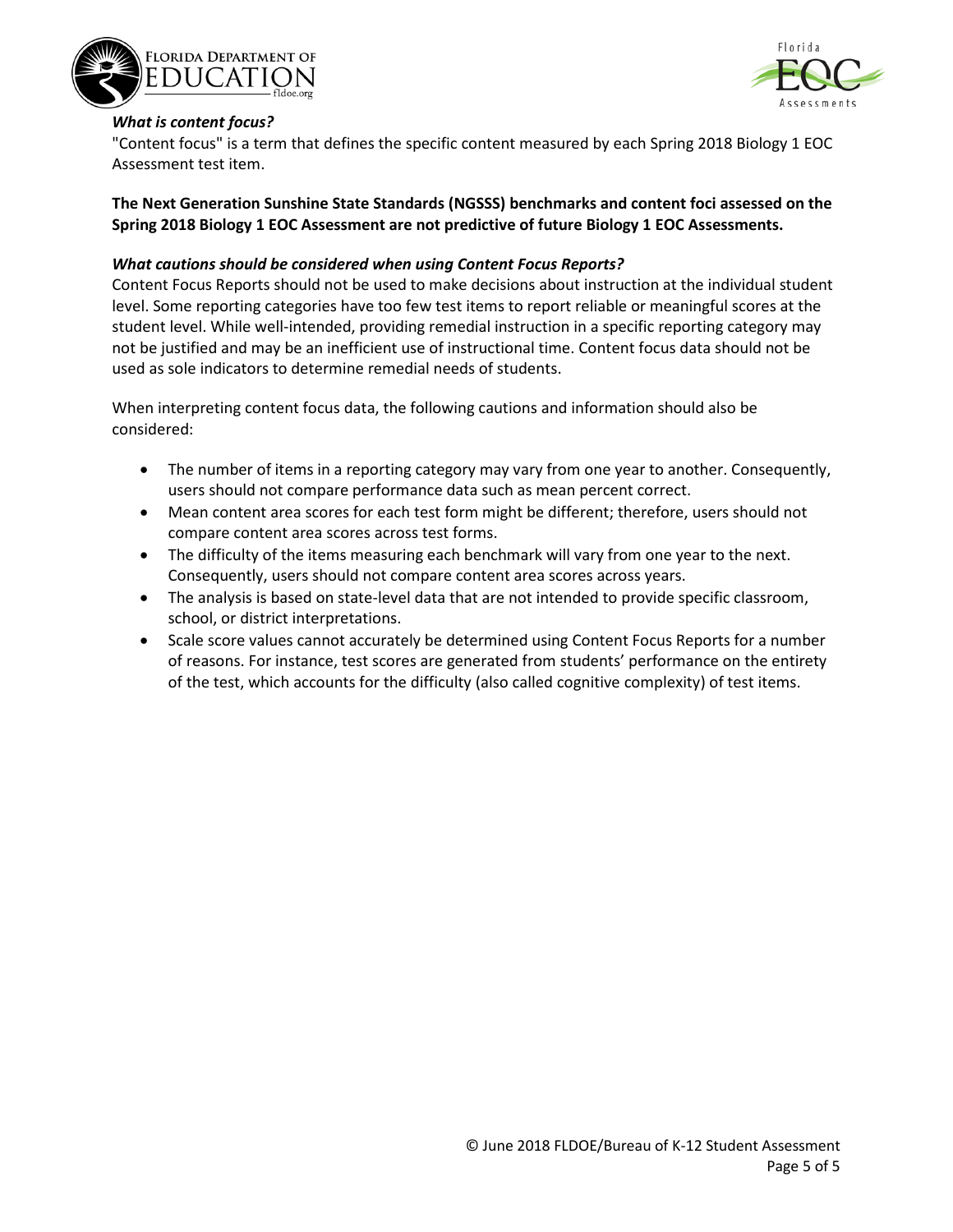### *What is content focus?*

"Content focus" is a term that defines the specific content measured by each Spring 2018 Biology 1 EOC Assessment test item.

**The Next Generation Sunshine State Standards (NGSSS) benchmarks and content foci assessed on the Spring 2018 Biology 1 EOC Assessment are not predictive of future Biology 1 EOC Assessments.**

### *What cautions should be considered when using Content Focus Reports?*

Content Focus Reports should not be used to make decisions about instruction at the individual student level. Some reporting categories have too few test items to report reliable or meaningful scores at the student level. While well-intended, providing remedial instruction in a specific reporting category may not be justified and may be an inefficient use of instructional time. Content focus data should not be used as sole indicators to determine remedial needs of students.

When interpreting content focus data, the following cautions and information should also be considered:

- The number of items in a reporting category may vary from one year to another. Consequently, users should not compare performance data such as mean percent correct.
- Mean content area scores for each test form might be different; therefore, users should not compare content area scores across test forms.
- The difficulty of the items measuring each benchmark will vary from one year to the next. Consequently, users should not compare content area scores across years.
- The analysis is based on state-level data that are not intended to provide specific classroom, school, or district interpretations.
- Scale score values cannot accurately be determined using Content Focus Reports for a number of reasons. For instance, test scores are generated from students' performance on the entirety of the test, which accounts for the difficulty (also called cognitive complexity) of test items.

© June 2018 FLDOE/Bureau of K-12 Student Assessment